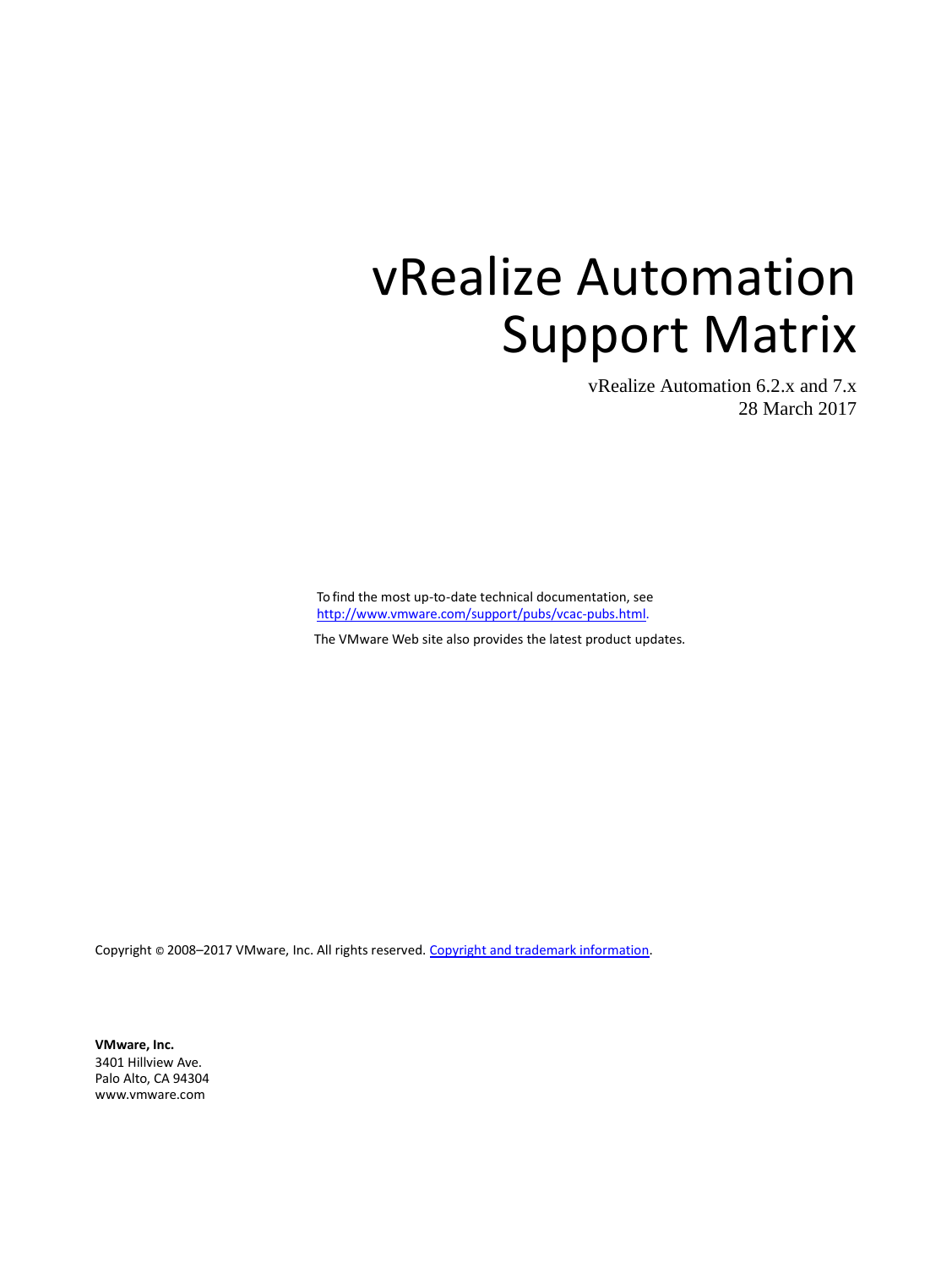# vRealize Automation Support Matrix

vRealize Automation 6.2.x and 7.x
28 March 2017

To find the most up-to-date technical documentation, see [http://www.vmware.com/support/pubs/vcac-pubs.html](http://www.vmware.com/support/pubs/vcac-pubs.html).

The VMware Web site also provides the latest product updates.

Copyright © 2008–2017 VMware, Inc. All rights reserved. Copyright and trademark information.

**VMware, Inc.**
3401 Hillview Ave.
Palo Alto, CA 94304
www.vmware.com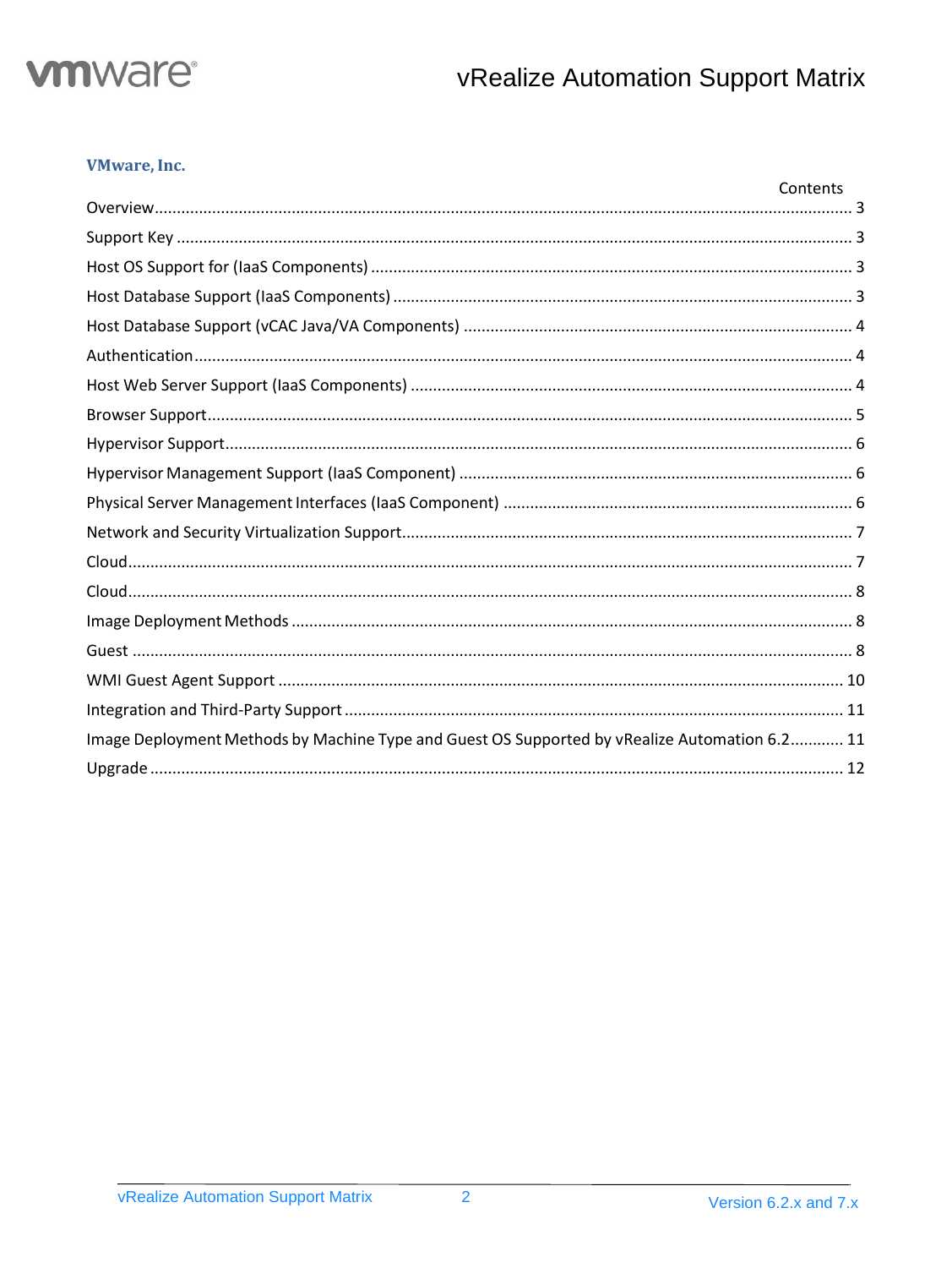**VMware, Inc.**

## Contents

- Overview ... 3
- Support Key ... 3
- Host OS Support for (IaaS Components) ... 3
- Host Database Support (IaaS Components) ... 3
- Host Database Support (vCAC Java/VA Components) ... 4
- Authentication ... 4
- Host Web Server Support (IaaS Components) ... 4
- Browser Support ... 5
- Hypervisor Support ... 6
- Hypervisor Management Support (IaaS Component) ... 6
- Physical Server Management Interfaces (IaaS Component) ... 6
- Network and Security Virtualization Support ... 7
- Cloud ... 7
- Cloud ... 8
- Image Deployment Methods ... 8
- Guest ... 8
- WMI Guest Agent Support ... 10
- Integration and Third-Party Support ... 11
- Image Deployment Methods by Machine Type and Guest OS Supported by vRealize Automation 6.2 ... 11
- Upgrade ... 12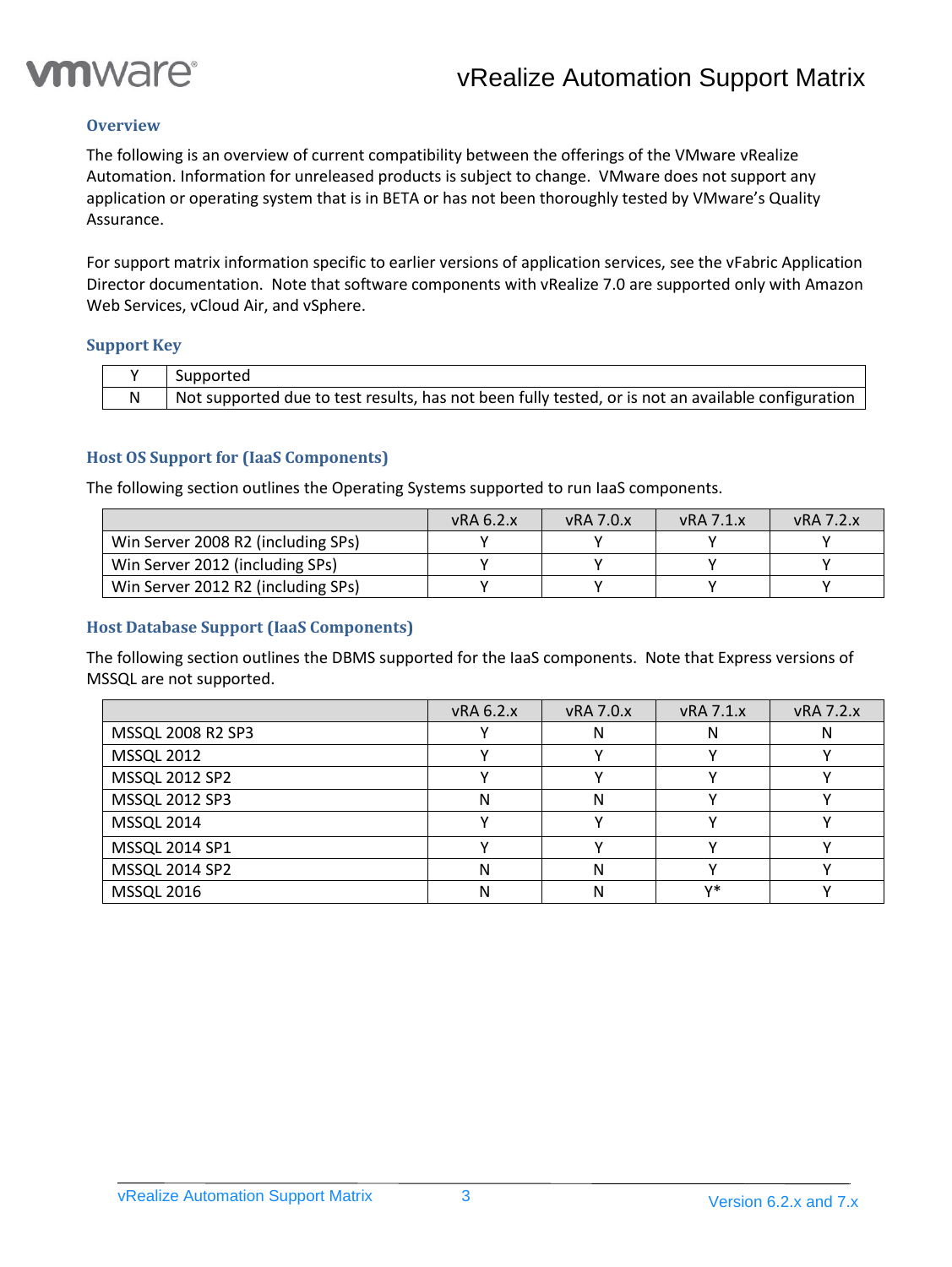## Overview

The following is an overview of current compatibility between the offerings of the VMware vRealize Automation. Information for unreleased products is subject to change. VMware does not support any application or operating system that is in BETA or has not been thoroughly tested by VMware's Quality Assurance.

For support matrix information specific to earlier versions of application services, see the vFabric Application Director documentation. Note that software components with vRealize 7.0 are supported only with Amazon Web Services, vCloud Air, and vSphere.

## Support Key

| Y | Supported |
|---|---|
| N | Not supported due to test results, has not been fully tested, or is not an available configuration |

## Host OS Support for (IaaS Components)

The following section outlines the Operating Systems supported to run IaaS components.

| | vRA 6.2.x | vRA 7.0.x | vRA 7.1.x | vRA 7.2.x |
|---|---|---|---|---|
| Win Server 2008 R2 (including SPs) | Y | Y | Y | Y |
| Win Server 2012 (including SPs) | Y | Y | Y | Y |
| Win Server 2012 R2 (including SPs) | Y | Y | Y | Y |

## Host Database Support (IaaS Components)

The following section outlines the DBMS supported for the IaaS components. Note that Express versions of MSSQL are not supported.

| | vRA 6.2.x | vRA 7.0.x | vRA 7.1.x | vRA 7.2.x |
|---|---|---|---|---|
| MSSQL 2008 R2 SP3 | Y | N | N | N |
| MSSQL 2012 | Y | Y | Y | Y |
| MSSQL 2012 SP2 | Y | Y | Y | Y |
| MSSQL 2012 SP3 | N | N | Y | Y |
| MSSQL 2014 | Y | Y | Y | Y |
| MSSQL 2014 SP1 | Y | Y | Y | Y |
| MSSQL 2014 SP2 | N | N | Y | Y |
| MSSQL 2016 | N | N | Y* | Y |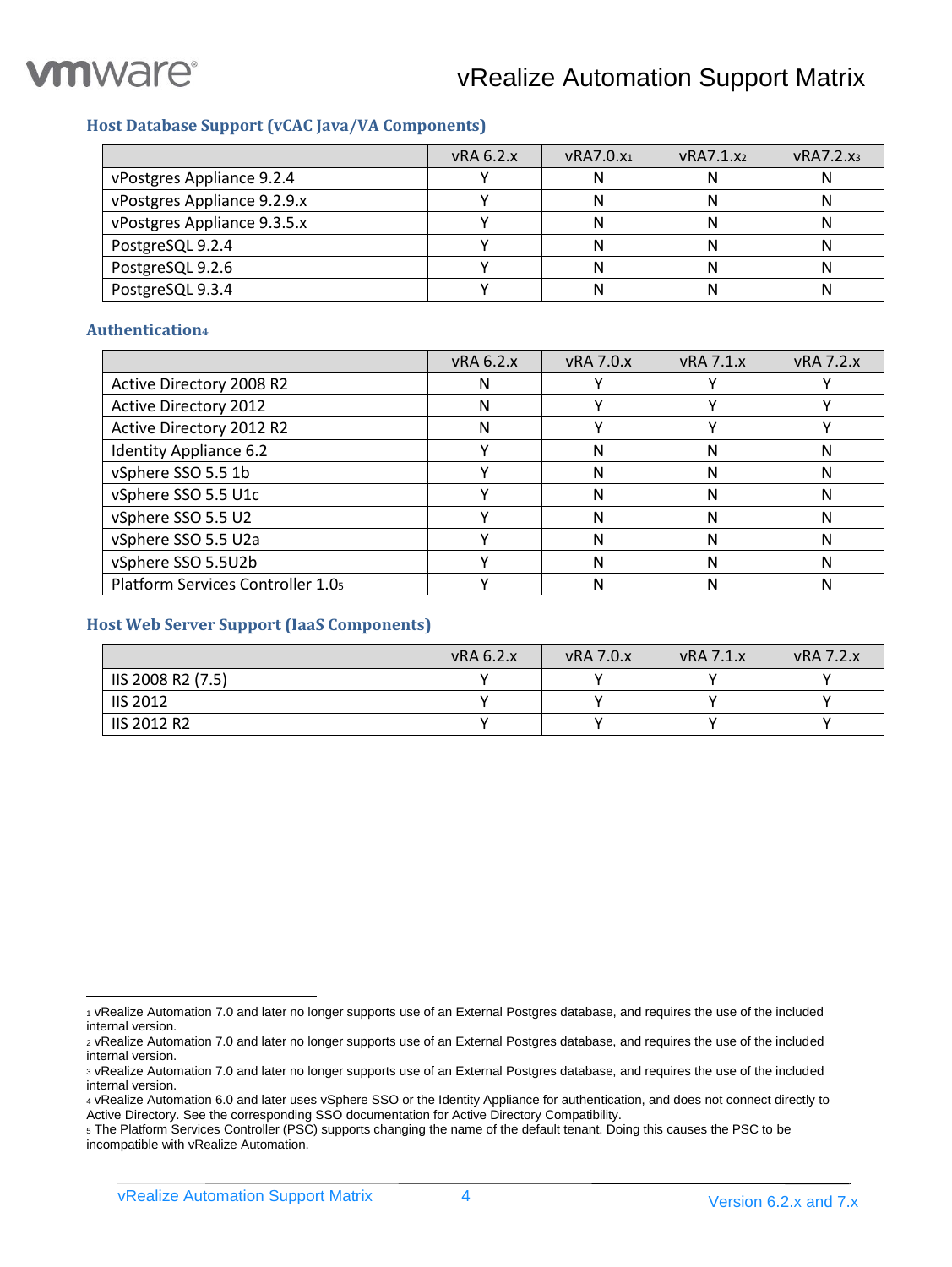### Host Database Support (vCAC Java/VA Components)

| | vRA 6.2.x | vRA7.0.x[1] | vRA7.1.x[2] | vRA7.2.x[3] |
|---|---|---|---|---|
| vPostgres Appliance 9.2.4 | Y | N | N | N |
| vPostgres Appliance 9.2.9.x | Y | N | N | N |
| vPostgres Appliance 9.3.5.x | Y | N | N | N |
| PostgreSQL 9.2.4 | Y | N | N | N |
| PostgreSQL 9.2.6 | Y | N | N | N |
| PostgreSQL 9.3.4 | Y | N | N | N |

### Authentication[4]

| | vRA 6.2.x | vRA 7.0.x | vRA 7.1.x | vRA 7.2.x |
|---|---|---|---|---|
| Active Directory 2008 R2 | N | Y | Y | Y |
| Active Directory 2012 | N | Y | Y | Y |
| Active Directory 2012 R2 | N | Y | Y | Y |
| Identity Appliance 6.2 | Y | N | N | N |
| vSphere SSO 5.5 1b | Y | N | N | N |
| vSphere SSO 5.5 U1c | Y | N | N | N |
| vSphere SSO 5.5 U2 | Y | N | N | N |
| vSphere SSO 5.5 U2a | Y | N | N | N |
| vSphere SSO 5.5U2b | Y | N | N | N |
| Platform Services Controller 1.0[5] | Y | N | N | N |

### Host Web Server Support (IaaS Components)

| | vRA 6.2.x | vRA 7.0.x | vRA 7.1.x | vRA 7.2.x |
|---|---|---|---|---|
| IIS 2008 R2 (7.5) | Y | Y | Y | Y |
| IIS 2012 | Y | Y | Y | Y |
| IIS 2012 R2 | Y | Y | Y | Y |

[1] vRealize Automation 7.0 and later no longer supports use of an External Postgres database, and requires the use of the included internal version.

[2] vRealize Automation 7.0 and later no longer supports use of an External Postgres database, and requires the use of the included internal version.

[3] vRealize Automation 7.0 and later no longer supports use of an External Postgres database, and requires the use of the included internal version.

[4] vRealize Automation 6.0 and later uses vSphere SSO or the Identity Appliance for authentication, and does not connect directly to Active Directory. See the corresponding SSO documentation for Active Directory Compatibility.

[5] The Platform Services Controller (PSC) supports changing the name of the default tenant. Doing this causes the PSC to be incompatible with vRealize Automation.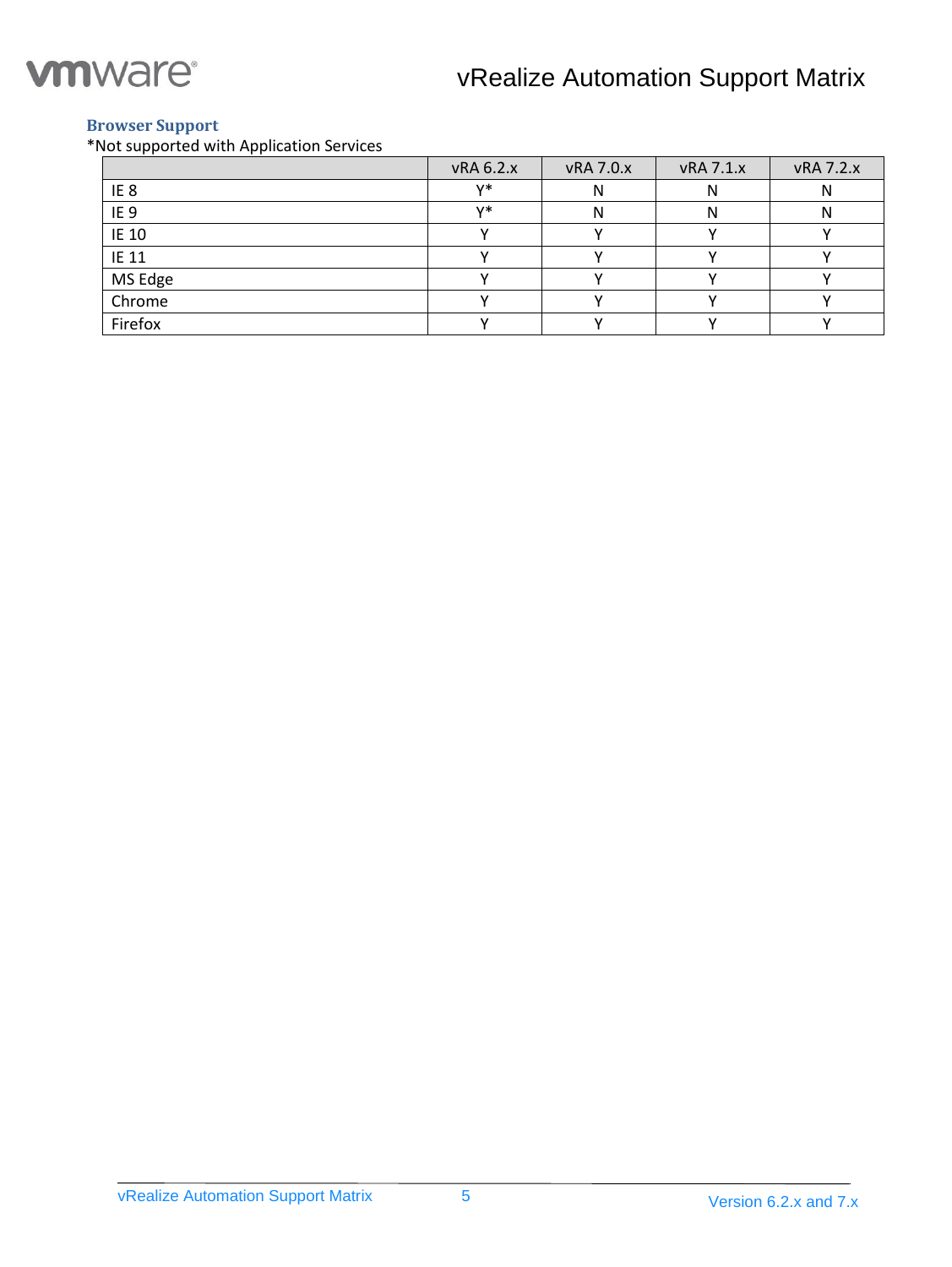### Browser Support

*Not supported with Application Services

| | vRA 6.2.x | vRA 7.0.x | vRA 7.1.x | vRA 7.2.x |
|---|---|---|---|---|
| IE 8 | Y* | N | N | N |
| IE 9 | Y* | N | N | N |
| IE 10 | Y | Y | Y | Y |
| IE 11 | Y | Y | Y | Y |
| MS Edge | Y | Y | Y | Y |
| Chrome | Y | Y | Y | Y |
| Firefox | Y | Y | Y | Y |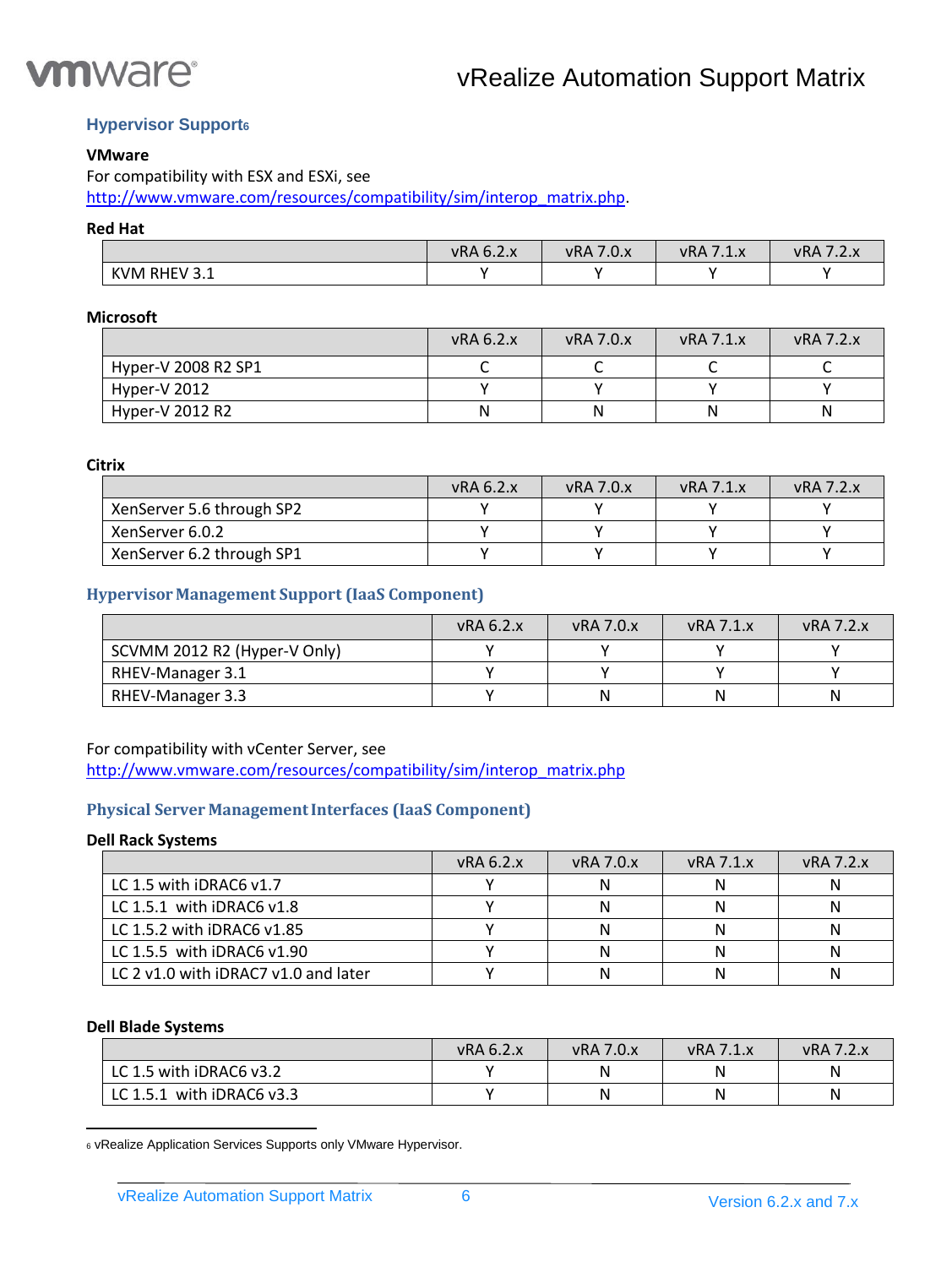## Hypervisor Support[6]

### VMware

For compatibility with ESX and ESXi, see http://www.vmware.com/resources/compatibility/sim/interop_matrix.php.

### Red Hat

| | vRA 6.2.x | vRA 7.0.x | vRA 7.1.x | vRA 7.2.x |
|---|---|---|---|---|
| KVM RHEV 3.1 | Y | Y | Y | Y |

### Microsoft

| | vRA 6.2.x | vRA 7.0.x | vRA 7.1.x | vRA 7.2.x |
|---|---|---|---|---|
| Hyper-V 2008 R2 SP1 | C | C | C | C |
| Hyper-V 2012 | Y | Y | Y | Y |
| Hyper-V 2012 R2 | N | N | N | N |

### Citrix

| | vRA 6.2.x | vRA 7.0.x | vRA 7.1.x | vRA 7.2.x |
|---|---|---|---|---|
| XenServer 5.6 through SP2 | Y | Y | Y | Y |
| XenServer 6.0.2 | Y | Y | Y | Y |
| XenServer 6.2 through SP1 | Y | Y | Y | Y |

## Hypervisor Management Support (IaaS Component)

| | vRA 6.2.x | vRA 7.0.x | vRA 7.1.x | vRA 7.2.x |
|---|---|---|---|---|
| SCVMM 2012 R2 (Hyper-V Only) | Y | Y | Y | Y |
| RHEV-Manager 3.1 | Y | Y | Y | Y |
| RHEV-Manager 3.3 | Y | N | N | N |

For compatibility with vCenter Server, see http://www.vmware.com/resources/compatibility/sim/interop_matrix.php

## Physical Server Management Interfaces (IaaS Component)

### Dell Rack Systems

| | vRA 6.2.x | vRA 7.0.x | vRA 7.1.x | vRA 7.2.x |
|---|---|---|---|---|
| LC 1.5 with iDRAC6 v1.7 | Y | N | N | N |
| LC 1.5.1 with iDRAC6 v1.8 | Y | N | N | N |
| LC 1.5.2 with iDRAC6 v1.85 | Y | N | N | N |
| LC 1.5.5 with iDRAC6 v1.90 | Y | N | N | N |
| LC 2 v1.0 with iDRAC7 v1.0 and later | Y | N | N | N |

### Dell Blade Systems

| | vRA 6.2.x | vRA 7.0.x | vRA 7.1.x | vRA 7.2.x |
|---|---|---|---|---|
| LC 1.5 with iDRAC6 v3.2 | Y | N | N | N |
| LC 1.5.1 with iDRAC6 v3.3 | Y | N | N | N |

[6] vRealize Application Services Supports only VMware Hypervisor.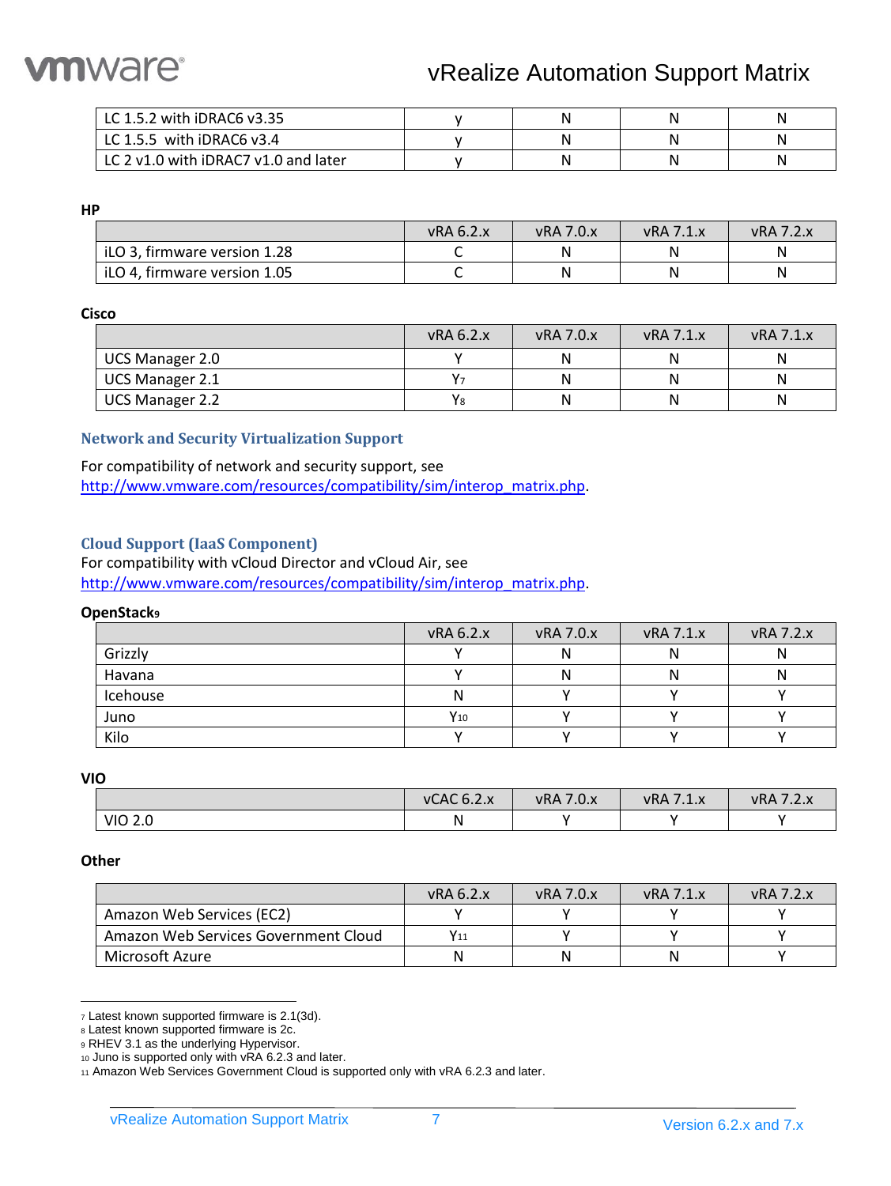| | | | | |
|---|---|---|---|---|
| LC 1.5.2 with iDRAC6 v3.35 | y | N | N | N |
| LC 1.5.5 with iDRAC6 v3.4 | y | N | N | N |
| LC 2 v1.0 with iDRAC7 v1.0 and later | y | N | N | N |

**HP**

| | vRA 6.2.x | vRA 7.0.x | vRA 7.1.x | vRA 7.2.x |
|---|---|---|---|---|
| iLO 3, firmware version 1.28 | C | N | N | N |
| iLO 4, firmware version 1.05 | C | N | N | N |

**Cisco**

| | vRA 6.2.x | vRA 7.0.x | vRA 7.1.x | vRA 7.1.x |
|---|---|---|---|---|
| UCS Manager 2.0 | Y | N | N | N |
| UCS Manager 2.1 | Y[7] | N | N | N |
| UCS Manager 2.2 | Y[8] | N | N | N |

## Network and Security Virtualization Support

For compatibility of network and security support, see http://www.vmware.com/resources/compatibility/sim/interop_matrix.php.

## Cloud Support (IaaS Component)

For compatibility with vCloud Director and vCloud Air, see http://www.vmware.com/resources/compatibility/sim/interop_matrix.php.

**OpenStack[9]**

| | vRA 6.2.x | vRA 7.0.x | vRA 7.1.x | vRA 7.2.x |
|---|---|---|---|---|
| Grizzly | Y | N | N | N |
| Havana | Y | N | N | N |
| Icehouse | N | Y | Y | Y |
| Juno | Y[10] | Y | Y | Y |
| Kilo | Y | Y | Y | Y |

**VIO**

| | vCAC 6.2.x | vRA 7.0.x | vRA 7.1.x | vRA 7.2.x |
|---|---|---|---|---|
| VIO 2.0 | N | Y | Y | Y |

**Other**

| | vRA 6.2.x | vRA 7.0.x | vRA 7.1.x | vRA 7.2.x |
|---|---|---|---|---|
| Amazon Web Services (EC2) | Y | Y | Y | Y |
| Amazon Web Services Government Cloud | Y[11] | Y | Y | Y |
| Microsoft Azure | N | N | N | Y |

[7] Latest known supported firmware is 2.1(3d).
[8] Latest known supported firmware is 2c.
[9] RHEV 3.1 as the underlying Hypervisor.
[10] Juno is supported only with vRA 6.2.3 and later.
[11] Amazon Web Services Government Cloud is supported only with vRA 6.2.3 and later.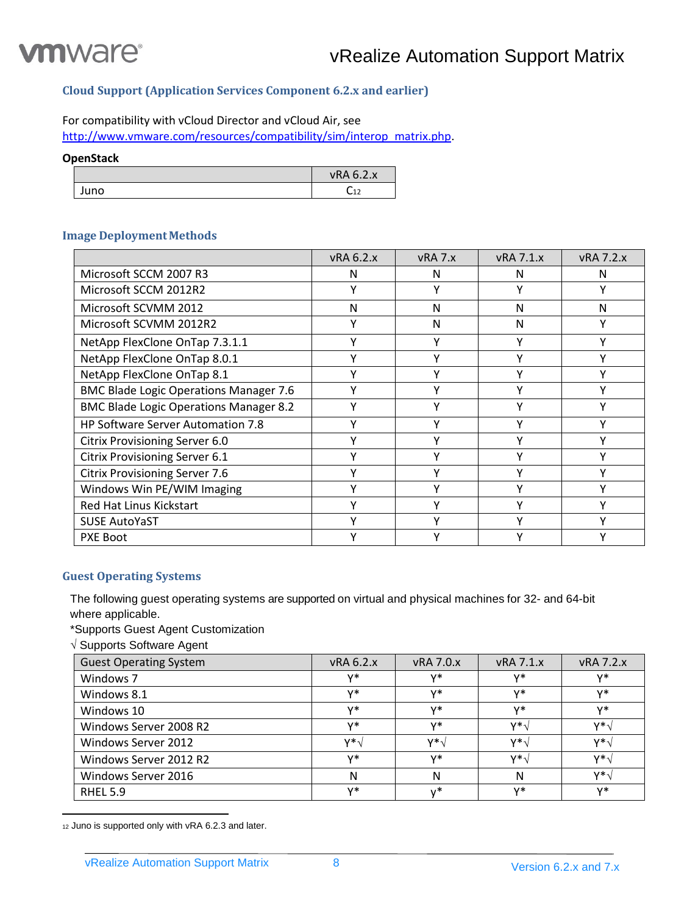## Cloud Support (Application Services Component 6.2.x and earlier)

For compatibility with vCloud Director and vCloud Air, see http://www.vmware.com/resources/compatibility/sim/interop_matrix.php.

**OpenStack**

| | vRA 6.2.x |
|---|---|
| Juno | C[12] |

## Image Deployment Methods

| | vRA 6.2.x | vRA 7.x | vRA 7.1.x | vRA 7.2.x |
|---|---|---|---|---|
| Microsoft SCCM 2007 R3 | N | N | N | N |
| Microsoft SCCM 2012R2 | Y | Y | Y | Y |
| Microsoft SCVMM 2012 | N | N | N | N |
| Microsoft SCVMM 2012R2 | Y | N | N | Y |
| NetApp FlexClone OnTap 7.3.1.1 | Y | Y | Y | Y |
| NetApp FlexClone OnTap 8.0.1 | Y | Y | Y | Y |
| NetApp FlexClone OnTap 8.1 | Y | Y | Y | Y |
| BMC Blade Logic Operations Manager 7.6 | Y | Y | Y | Y |
| BMC Blade Logic Operations Manager 8.2 | Y | Y | Y | Y |
| HP Software Server Automation 7.8 | Y | Y | Y | Y |
| Citrix Provisioning Server 6.0 | Y | Y | Y | Y |
| Citrix Provisioning Server 6.1 | Y | Y | Y | Y |
| Citrix Provisioning Server 7.6 | Y | Y | Y | Y |
| Windows Win PE/WIM Imaging | Y | Y | Y | Y |
| Red Hat Linus Kickstart | Y | Y | Y | Y |
| SUSE AutoYaST | Y | Y | Y | Y |
| PXE Boot | Y | Y | Y | Y |

## Guest Operating Systems

The following guest operating systems are supported on virtual and physical machines for 32- and 64-bit where applicable.

*Supports Guest Agent Customization

√ Supports Software Agent

| Guest Operating System | vRA 6.2.x | vRA 7.0.x | vRA 7.1.x | vRA 7.2.x |
|---|---|---|---|---|
| Windows 7 | Y* | Y* | Y* | Y* |
| Windows 8.1 | Y* | Y* | Y* | Y* |
| Windows 10 | Y* | Y* | Y* | Y* |
| Windows Server 2008 R2 | Y* | Y* | Y*√ | Y*√ |
| Windows Server 2012 | Y*√ | Y*√ | Y*√ | Y*√ |
| Windows Server 2012 R2 | Y* | Y* | Y*√ | Y*√ |
| Windows Server 2016 | N | N | N | Y*√ |
| RHEL 5.9 | Y* | y* | Y* | Y* |

[12] Juno is supported only with vRA 6.2.3 and later.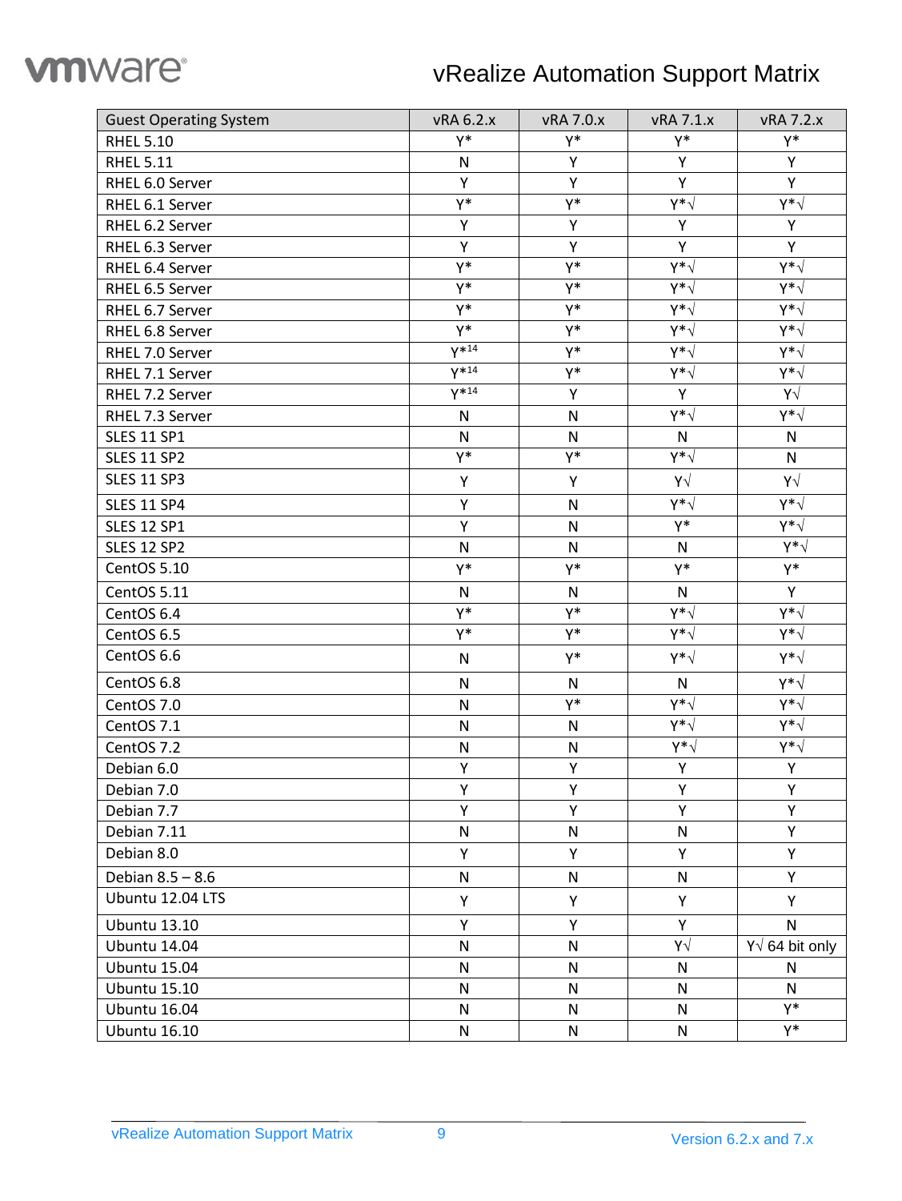| Guest Operating System | vRA 6.2.x | vRA 7.0.x | vRA 7.1.x | vRA 7.2.x |
|---|---|---|---|---|
| RHEL 5.10 | Y* | Y* | Y* | Y* |
| RHEL 5.11 | N | Y | Y | Y |
| RHEL 6.0 Server | Y | Y | Y | Y |
| RHEL 6.1 Server | Y* | Y* | Y*√ | Y*√ |
| RHEL 6.2 Server | Y | Y | Y | Y |
| RHEL 6.3 Server | Y | Y | Y | Y |
| RHEL 6.4 Server | Y* | Y* | Y*√ | Y*√ |
| RHEL 6.5 Server | Y* | Y* | Y*√ | Y*√ |
| RHEL 6.7 Server | Y* | Y* | Y*√ | Y*√ |
| RHEL 6.8 Server | Y* | Y* | Y*√ | Y*√ |
| RHEL 7.0 Server | Y*[14] | Y* | Y*√ | Y*√ |
| RHEL 7.1 Server | Y*[14] | Y* | Y*√ | Y*√ |
| RHEL 7.2 Server | Y*[14] | Y | Y | Y√ |
| RHEL 7.3 Server | N | N | Y*√ | Y*√ |
| SLES 11 SP1 | N | N | N | N |
| SLES 11 SP2 | Y* | Y* | Y*√ | N |
| SLES 11 SP3 | Y | Y | Y√ | Y√ |
| SLES 11 SP4 | Y | N | Y*√ | Y*√ |
| SLES 12 SP1 | Y | N | Y* | Y*√ |
| SLES 12 SP2 | N | N | N | Y*√ |
| CentOS 5.10 | Y* | Y* | Y* | Y* |
| CentOS 5.11 | N | N | N | Y |
| CentOS 6.4 | Y* | Y* | Y*√ | Y*√ |
| CentOS 6.5 | Y* | Y* | Y*√ | Y*√ |
| CentOS 6.6 | N | Y* | Y*√ | Y*√ |
| CentOS 6.8 | N | N | N | Y*√ |
| CentOS 7.0 | N | Y* | Y*√ | Y*√ |
| CentOS 7.1 | N | N | Y*√ | Y*√ |
| CentOS 7.2 | N | N | Y*√ | Y*√ |
| Debian 6.0 | Y | Y | Y | Y |
| Debian 7.0 | Y | Y | Y | Y |
| Debian 7.7 | Y | Y | Y | Y |
| Debian 7.11 | N | N | N | Y |
| Debian 8.0 | Y | Y | Y | Y |
| Debian 8.5 – 8.6 | N | N | N | Y |
| Ubuntu 12.04 LTS | Y | Y | Y | Y |
| Ubuntu 13.10 | Y | Y | Y | N |
| Ubuntu 14.04 | N | N | Y√ | Y√ 64 bit only |
| Ubuntu 15.04 | N | N | N | N |
| Ubuntu 15.10 | N | N | N | N |
| Ubuntu 16.04 | N | N | N | Y* |
| Ubuntu 16.10 | N | N | N | Y* |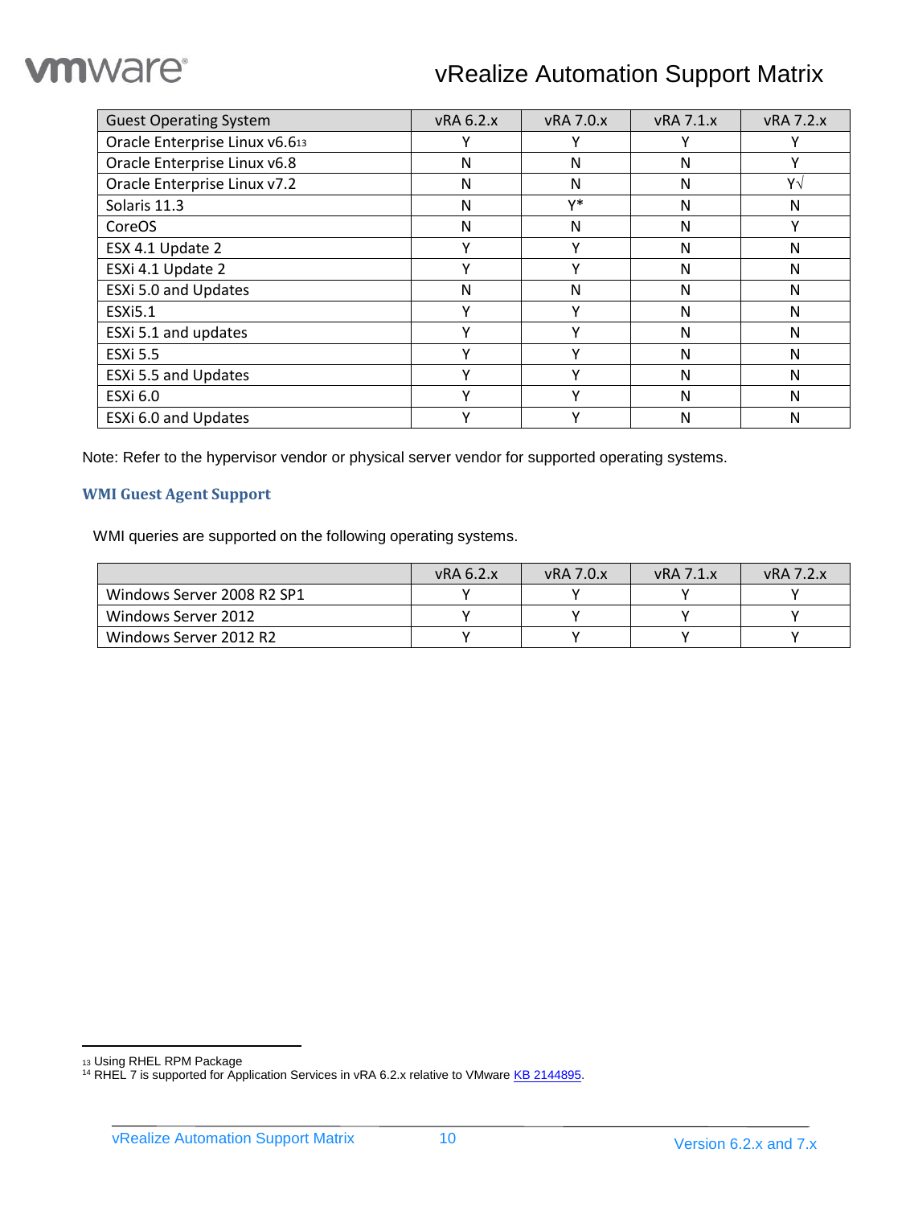| Guest Operating System | vRA 6.2.x | vRA 7.0.x | vRA 7.1.x | vRA 7.2.x |
| --- | --- | --- | --- | --- |
| Oracle Enterprise Linux v6.6[13] | Y | Y | Y | Y |
| Oracle Enterprise Linux v6.8 | N | N | N | Y |
| Oracle Enterprise Linux v7.2 | N | N | N | Y√ |
| Solaris 11.3 | N | Y* | N | N |
| CoreOS | N | N | N | Y |
| ESX 4.1 Update 2 | Y | Y | N | N |
| ESXi 4.1 Update 2 | Y | Y | N | N |
| ESXi 5.0 and Updates | N | N | N | N |
| ESXi5.1 | Y | Y | N | N |
| ESXi 5.1 and updates | Y | Y | N | N |
| ESXi 5.5 | Y | Y | N | N |
| ESXi 5.5 and Updates | Y | Y | N | N |
| ESXi 6.0 | Y | Y | N | N |
| ESXi 6.0 and Updates | Y | Y | N | N |

Note: Refer to the hypervisor vendor or physical server vendor for supported operating systems.

### WMI Guest Agent Support

WMI queries are supported on the following operating systems.

| | vRA 6.2.x | vRA 7.0.x | vRA 7.1.x | vRA 7.2.x |
| --- | --- | --- | --- | --- |
| Windows Server 2008 R2 SP1 | Y | Y | Y | Y |
| Windows Server 2012 | Y | Y | Y | Y |
| Windows Server 2012 R2 | Y | Y | Y | Y |

---

[13] Using RHEL RPM Package

[14] RHEL 7 is supported for Application Services in vRA 6.2.x relative to VMware KB 2144895.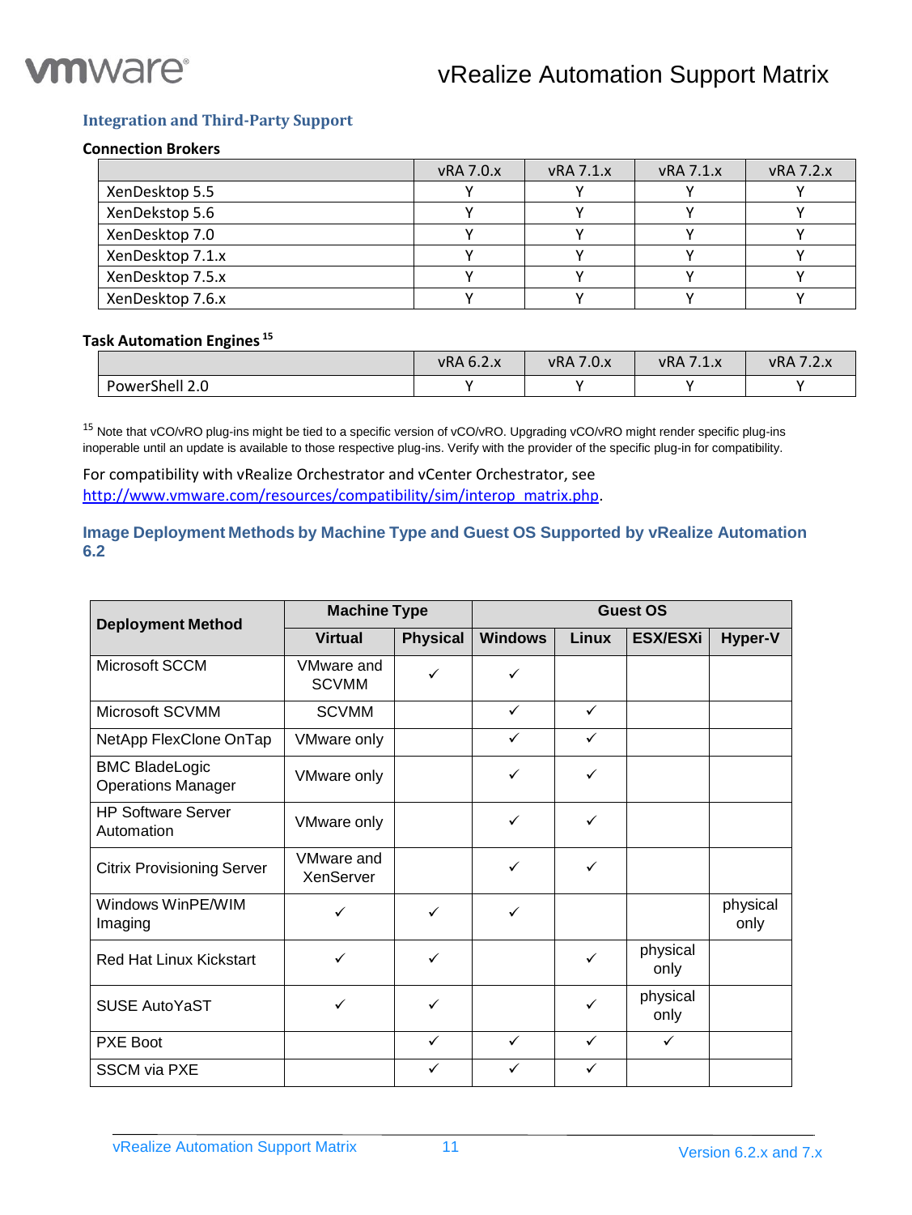### Integration and Third-Party Support

**Connection Brokers**

| | vRA 7.0.x | vRA 7.1.x | vRA 7.1.x | vRA 7.2.x |
|---|---|---|---|---|
| XenDesktop 5.5 | Y | Y | Y | Y |
| XenDekstop 5.6 | Y | Y | Y | Y |
| XenDesktop 7.0 | Y | Y | Y | Y |
| XenDesktop 7.1.x | Y | Y | Y | Y |
| XenDesktop 7.5.x | Y | Y | Y | Y |
| XenDesktop 7.6.x | Y | Y | Y | Y |

**Task Automation Engines** [15]

| | vRA 6.2.x | vRA 7.0.x | vRA 7.1.x | vRA 7.2.x |
|---|---|---|---|---|
| PowerShell 2.0 | Y | Y | Y | Y |

[15] Note that vCO/vRO plug-ins might be tied to a specific version of vCO/vRO. Upgrading vCO/vRO might render specific plug-ins inoperable until an update is available to those respective plug-ins. Verify with the provider of the specific plug-in for compatibility.

For compatibility with vRealize Orchestrator and vCenter Orchestrator, see http://www.vmware.com/resources/compatibility/sim/interop_matrix.php.

### Image Deployment Methods by Machine Type and Guest OS Supported by vRealize Automation 6.2

| Deployment Method | Machine Type | | Guest OS | | | |
|---|---|---|---|---|---|---|
| | Virtual | Physical | Windows | Linux | ESX/ESXi | Hyper-V |
| Microsoft SCCM | VMware and SCVMM | ✓ | ✓ | | | |
| Microsoft SCVMM | SCVMM | | ✓ | ✓ | | |
| NetApp FlexClone OnTap | VMware only | | ✓ | ✓ | | |
| BMC BladeLogic Operations Manager | VMware only | | ✓ | ✓ | | |
| HP Software Server Automation | VMware only | | ✓ | ✓ | | |
| Citrix Provisioning Server | VMware and XenServer | | ✓ | ✓ | | |
| Windows WinPE/WIM Imaging | ✓ | ✓ | ✓ | | | physical only |
| Red Hat Linux Kickstart | ✓ | ✓ | | ✓ | physical only | |
| SUSE AutoYaST | ✓ | ✓ | | ✓ | physical only | |
| PXE Boot | | ✓ | ✓ | ✓ | ✓ | |
| SSCM via PXE | | ✓ | ✓ | ✓ | | |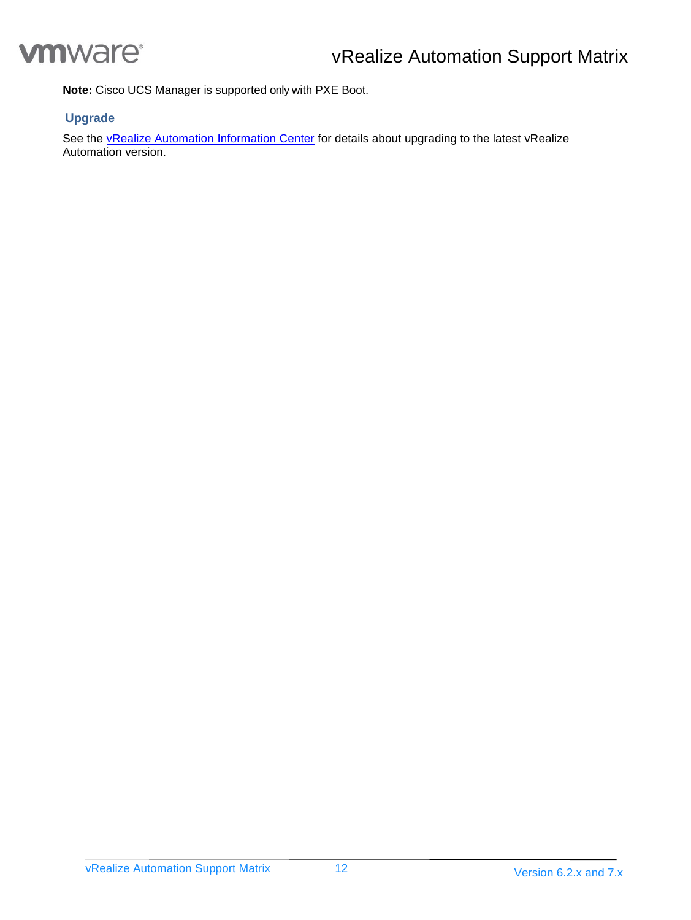**Note:** Cisco UCS Manager is supported only with PXE Boot.

## Upgrade

See the vRealize Automation Information Center for details about upgrading to the latest vRealize Automation version.